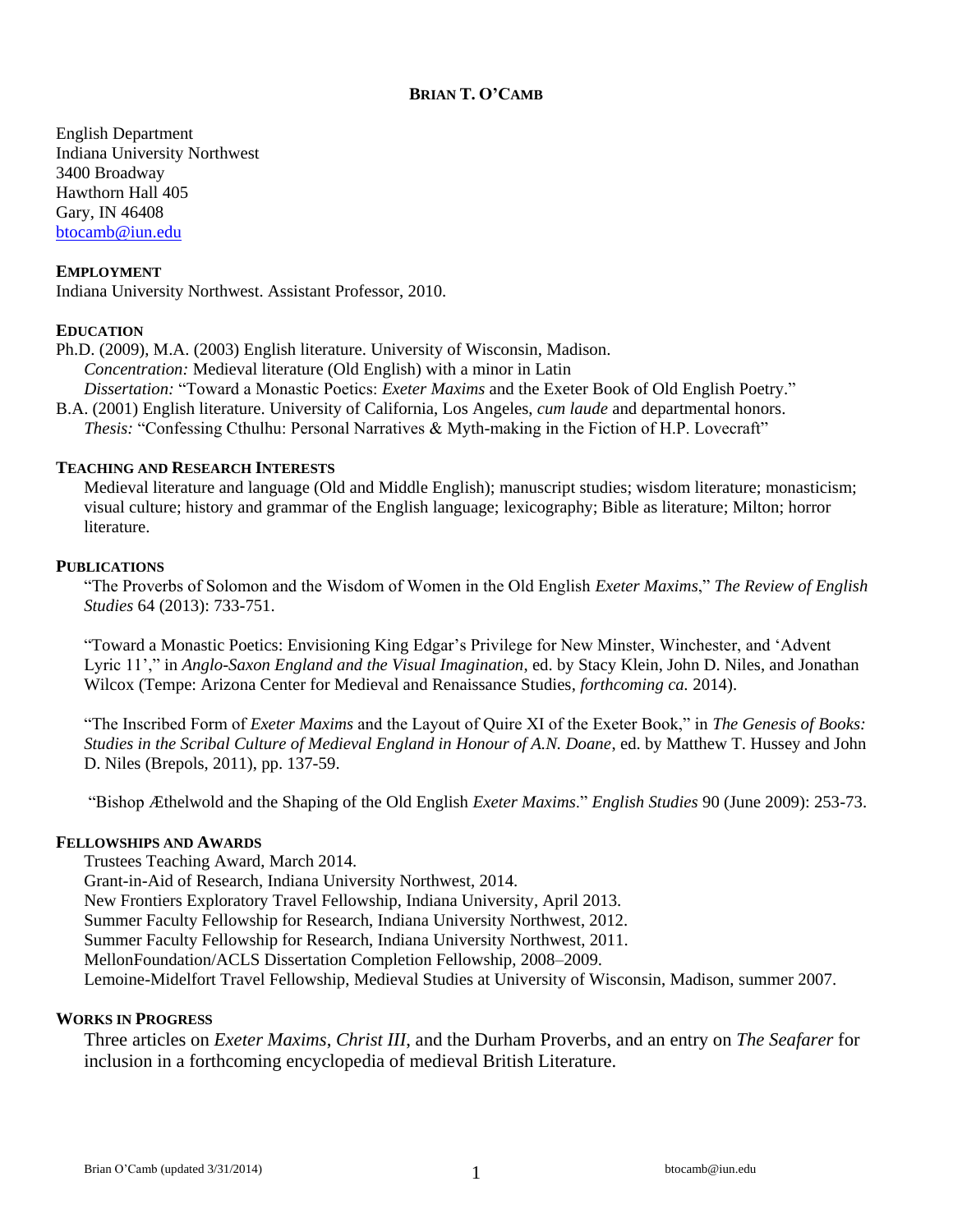# BRIAN T. O'CAMB

English Department
Indiana University Northwest
3400 Broadway
Hawthorn Hall 405
Gary, IN 46408
btocamb@iun.edu

## EMPLOYMENT

Indiana University Northwest. Assistant Professor, 2010.

## EDUCATION

Ph.D. (2009), M.A. (2003) English literature. University of Wisconsin, Madison.
*Concentration:* Medieval literature (Old English) with a minor in Latin
*Dissertation:* "Toward a Monastic Poetics: *Exeter Maxims* and the Exeter Book of Old English Poetry."

B.A. (2001) English literature. University of California, Los Angeles, *cum laude* and departmental honors.
*Thesis:* "Confessing Cthulhu: Personal Narratives & Myth-making in the Fiction of H.P. Lovecraft"

## TEACHING AND RESEARCH INTERESTS

Medieval literature and language (Old and Middle English); manuscript studies; wisdom literature; monasticism; visual culture; history and grammar of the English language; lexicography; Bible as literature; Milton; horror literature.

## PUBLICATIONS

"The Proverbs of Solomon and the Wisdom of Women in the Old English *Exeter Maxims*," *The Review of English Studies* 64 (2013): 733-751.

"Toward a Monastic Poetics: Envisioning King Edgar's Privilege for New Minster, Winchester, and 'Advent Lyric 11'," in *Anglo-Saxon England and the Visual Imagination*, ed. by Stacy Klein, John D. Niles, and Jonathan Wilcox (Tempe: Arizona Center for Medieval and Renaissance Studies, *forthcoming ca.* 2014).

"The Inscribed Form of *Exeter Maxims* and the Layout of Quire XI of the Exeter Book," in *The Genesis of Books: Studies in the Scribal Culture of Medieval England in Honour of A.N. Doane*, ed. by Matthew T. Hussey and John D. Niles (Brepols, 2011), pp. 137-59.

"Bishop Æthelwold and the Shaping of the Old English *Exeter Maxims*." *English Studies* 90 (June 2009): 253-73.

## FELLOWSHIPS AND AWARDS

Trustees Teaching Award, March 2014.
Grant-in-Aid of Research, Indiana University Northwest, 2014.
New Frontiers Exploratory Travel Fellowship, Indiana University, April 2013.
Summer Faculty Fellowship for Research, Indiana University Northwest, 2012.
Summer Faculty Fellowship for Research, Indiana University Northwest, 2011.
MellonFoundation/ACLS Dissertation Completion Fellowship, 2008–2009.
Lemoine-Midelfort Travel Fellowship, Medieval Studies at University of Wisconsin, Madison, summer 2007.

## WORKS IN PROGRESS

Three articles on *Exeter Maxims*, *Christ III*, and the Durham Proverbs, and an entry on *The Seafarer* for inclusion in a forthcoming encyclopedia of medieval British Literature.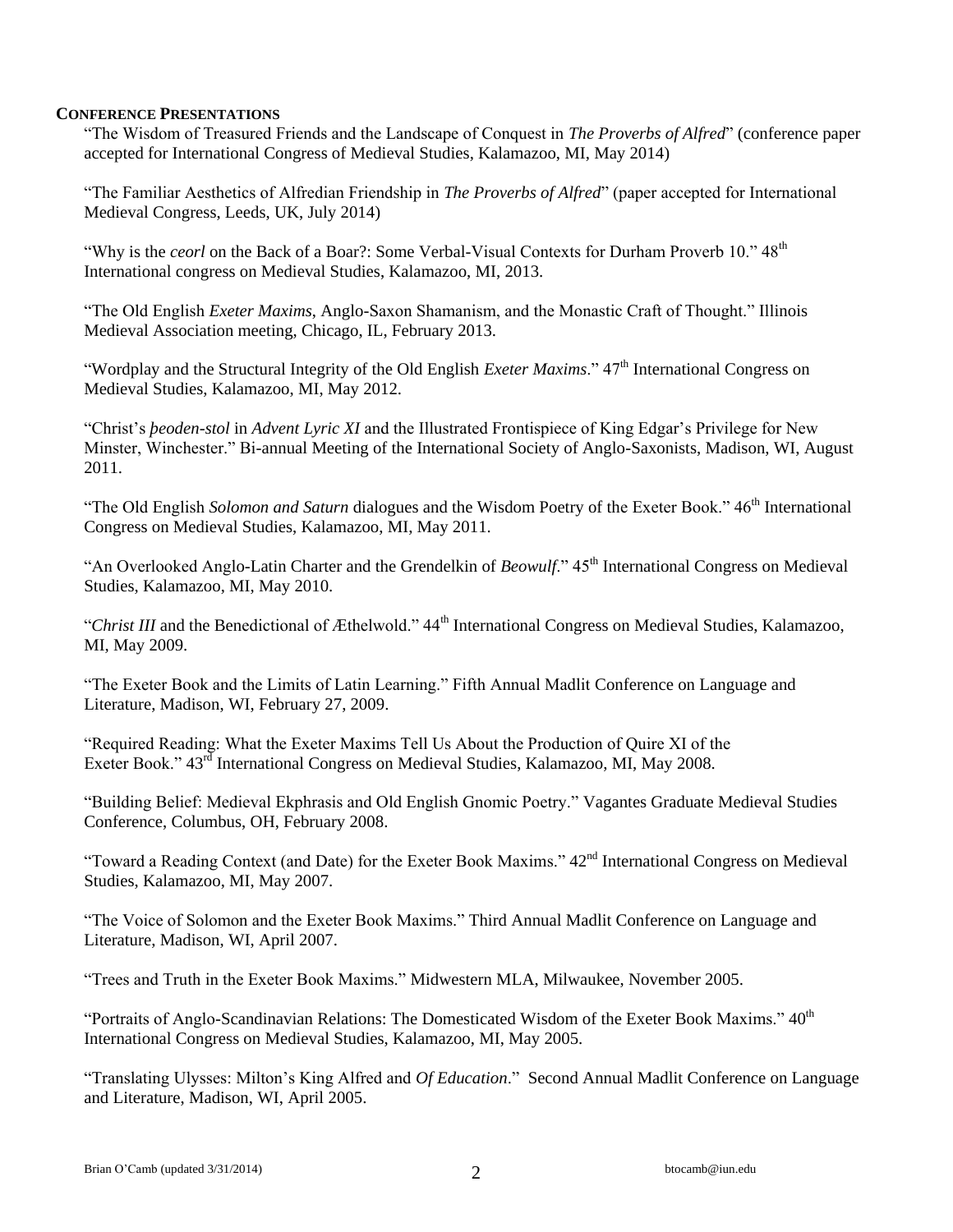**CONFERENCE PRESENTATIONS**

"The Wisdom of Treasured Friends and the Landscape of Conquest in *The Proverbs of Alfred*" (conference paper accepted for International Congress of Medieval Studies, Kalamazoo, MI, May 2014)

"The Familiar Aesthetics of Alfredian Friendship in *The Proverbs of Alfred*" (paper accepted for International Medieval Congress, Leeds, UK, July 2014)

"Why is the *ceorl* on the Back of a Boar?: Some Verbal-Visual Contexts for Durham Proverb 10." 48th International congress on Medieval Studies, Kalamazoo, MI, 2013.

"The Old English *Exeter Maxims*, Anglo-Saxon Shamanism, and the Monastic Craft of Thought." Illinois Medieval Association meeting, Chicago, IL, February 2013.

"Wordplay and the Structural Integrity of the Old English *Exeter Maxims*." 47th International Congress on Medieval Studies, Kalamazoo, MI, May 2012.

"Christ's *þeoden-stol* in *Advent Lyric XI* and the Illustrated Frontispiece of King Edgar's Privilege for New Minster, Winchester." Bi-annual Meeting of the International Society of Anglo-Saxonists, Madison, WI, August 2011.

"The Old English *Solomon and Saturn* dialogues and the Wisdom Poetry of the Exeter Book." 46th International Congress on Medieval Studies, Kalamazoo, MI, May 2011.

"An Overlooked Anglo-Latin Charter and the Grendelkin of *Beowulf*." 45th International Congress on Medieval Studies, Kalamazoo, MI, May 2010.

"*Christ III* and the Benedictional of Æthelwold." 44th International Congress on Medieval Studies, Kalamazoo, MI, May 2009.

"The Exeter Book and the Limits of Latin Learning." Fifth Annual Madlit Conference on Language and Literature, Madison, WI, February 27, 2009.

"Required Reading: What the Exeter Maxims Tell Us About the Production of Quire XI of the Exeter Book." 43rd International Congress on Medieval Studies, Kalamazoo, MI, May 2008.

"Building Belief: Medieval Ekphrasis and Old English Gnomic Poetry." Vagantes Graduate Medieval Studies Conference, Columbus, OH, February 2008.

"Toward a Reading Context (and Date) for the Exeter Book Maxims." 42nd International Congress on Medieval Studies, Kalamazoo, MI, May 2007.

"The Voice of Solomon and the Exeter Book Maxims." Third Annual Madlit Conference on Language and Literature, Madison, WI, April 2007.

"Trees and Truth in the Exeter Book Maxims." Midwestern MLA, Milwaukee, November 2005.

"Portraits of Anglo-Scandinavian Relations: The Domesticated Wisdom of the Exeter Book Maxims." 40th International Congress on Medieval Studies, Kalamazoo, MI, May 2005.

"Translating Ulysses: Milton's King Alfred and *Of Education*." Second Annual Madlit Conference on Language and Literature, Madison, WI, April 2005.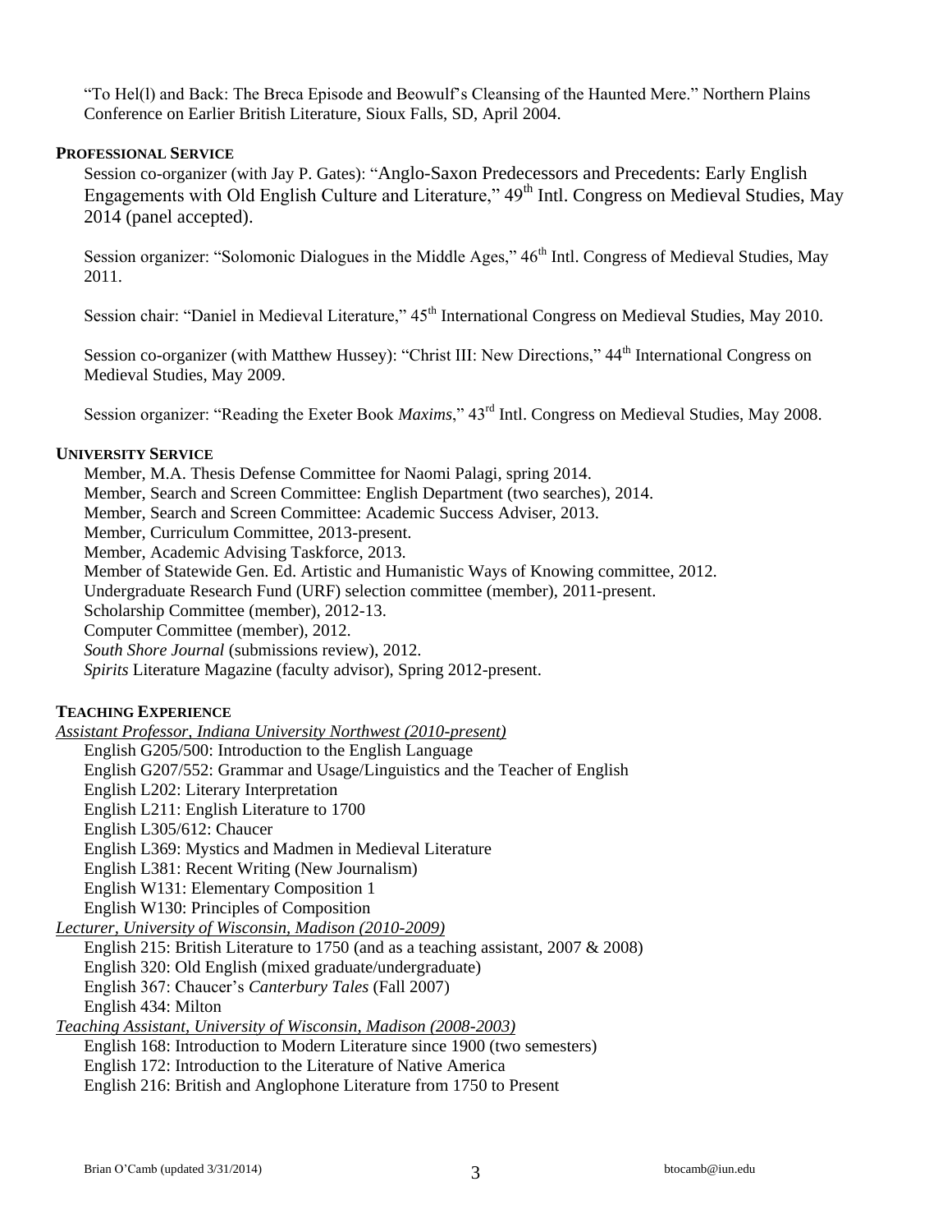"To Hel(l) and Back: The Breca Episode and Beowulf's Cleansing of the Haunted Mere." Northern Plains Conference on Earlier British Literature, Sioux Falls, SD, April 2004.

## PROFESSIONAL SERVICE

Session co-organizer (with Jay P. Gates): "Anglo-Saxon Predecessors and Precedents: Early English Engagements with Old English Culture and Literature," 49th Intl. Congress on Medieval Studies, May 2014 (panel accepted).

Session organizer: "Solomonic Dialogues in the Middle Ages," 46th Intl. Congress of Medieval Studies, May 2011.

Session chair: "Daniel in Medieval Literature," 45th International Congress on Medieval Studies, May 2010.

Session co-organizer (with Matthew Hussey): "Christ III: New Directions," 44th International Congress on Medieval Studies, May 2009.

Session organizer: "Reading the Exeter Book *Maxims*," 43rd Intl. Congress on Medieval Studies, May 2008.

## UNIVERSITY SERVICE

Member, M.A. Thesis Defense Committee for Naomi Palagi, spring 2014.
Member, Search and Screen Committee: English Department (two searches), 2014.
Member, Search and Screen Committee: Academic Success Adviser, 2013.
Member, Curriculum Committee, 2013-present.
Member, Academic Advising Taskforce, 2013.
Member of Statewide Gen. Ed. Artistic and Humanistic Ways of Knowing committee, 2012.
Undergraduate Research Fund (URF) selection committee (member), 2011-present.
Scholarship Committee (member), 2012-13.
Computer Committee (member), 2012.
*South Shore Journal* (submissions review), 2012.
*Spirits* Literature Magazine (faculty advisor), Spring 2012-present.

## TEACHING EXPERIENCE

*Assistant Professor, Indiana University Northwest (2010-present)*

English G205/500: Introduction to the English Language
English G207/552: Grammar and Usage/Linguistics and the Teacher of English
English L202: Literary Interpretation
English L211: English Literature to 1700
English L305/612: Chaucer
English L369: Mystics and Madmen in Medieval Literature
English L381: Recent Writing (New Journalism)
English W131: Elementary Composition 1
English W130: Principles of Composition

*Lecturer, University of Wisconsin, Madison (2010-2009)*

English 215: British Literature to 1750 (and as a teaching assistant, 2007 & 2008)
English 320: Old English (mixed graduate/undergraduate)
English 367: Chaucer's *Canterbury Tales* (Fall 2007)
English 434: Milton

*Teaching Assistant, University of Wisconsin, Madison (2008-2003)*

English 168: Introduction to Modern Literature since 1900 (two semesters)
English 172: Introduction to the Literature of Native America
English 216: British and Anglophone Literature from 1750 to Present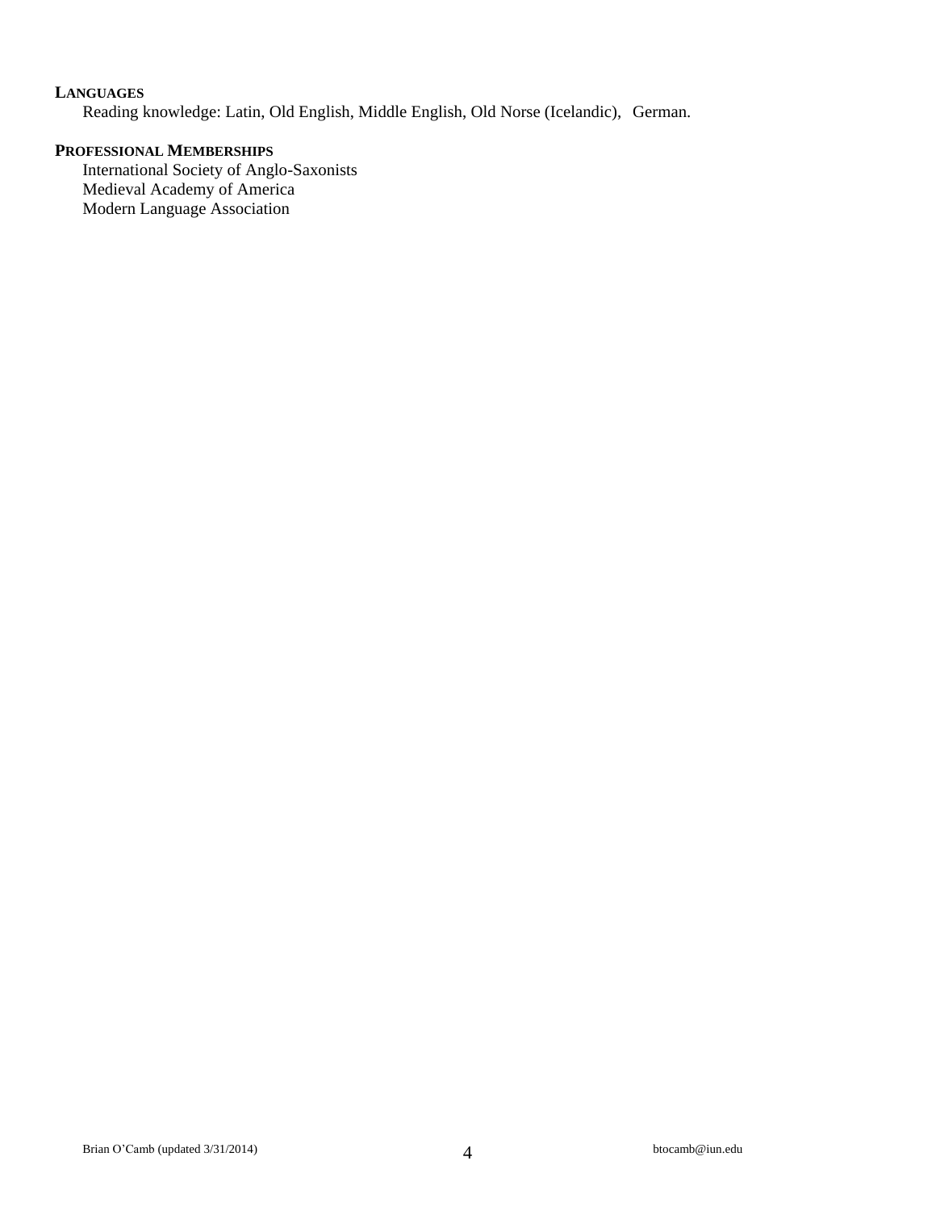## LANGUAGES

Reading knowledge: Latin, Old English, Middle English, Old Norse (Icelandic), German.

## PROFESSIONAL MEMBERSHIPS

International Society of Anglo-Saxonists
Medieval Academy of America
Modern Language Association